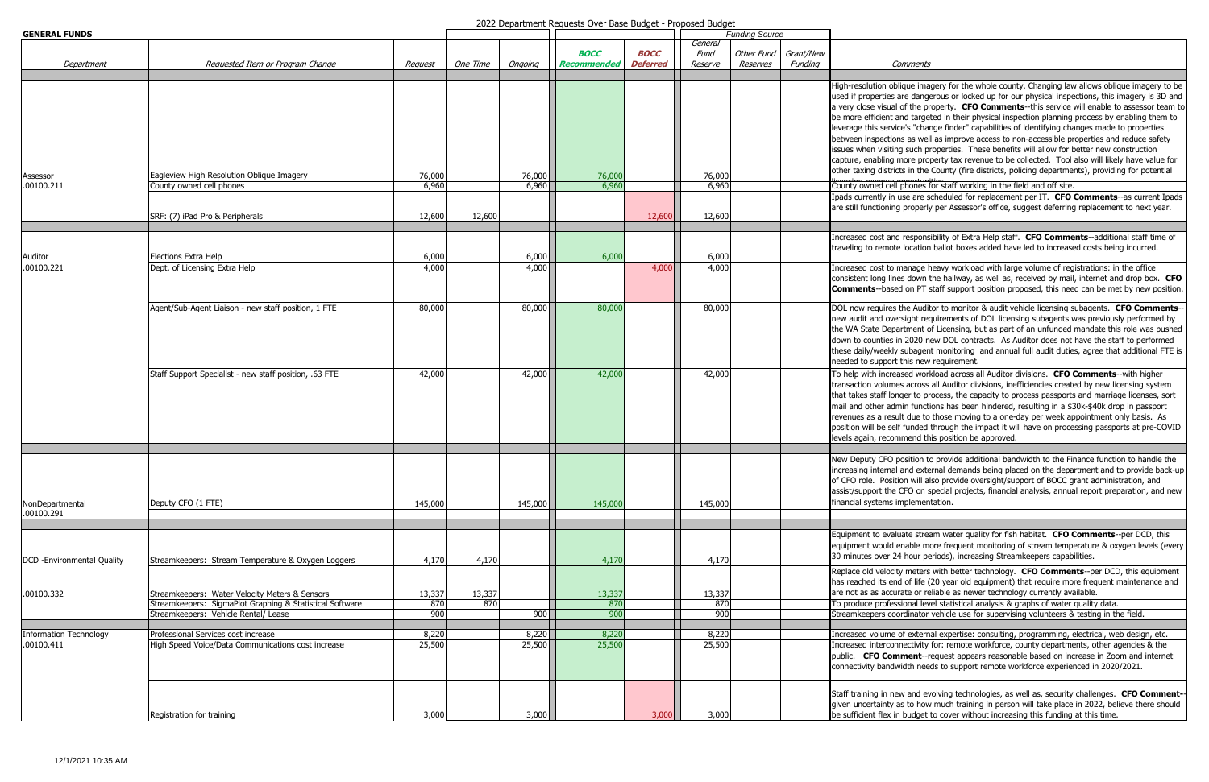# 2022 Department Requests Over Base Budget - Proposed Budget

**GENERAL FUNDS**

| Department | Requested Item or Program Change | Request | One Time | Ongoing | BOCC Recommended | BOCC Deferred | Funding Source: General Fund Reserve | Funding Source: Other Fund Reserves | Funding Source: Grant/New Funding | Comments |
|---|---|---|---|---|---|---|---|---|---|---|
| Assessor | Eagleview High Resolution Oblique Imagery | 76,000 | | 76,000 | 76,000 | | 76,000 | | | High-resolution oblique imagery for the whole county. Changing law allows oblique imagery to be used if properties are dangerous or locked up for our physical inspections, this imagery is 3D and a very close visual of the property. **CFO Comments**--this service will enable to assessor team to be more efficient and targeted in their physical inspection planning process by enabling them to leverage this service's "change finder" capabilities of identifying changes made to properties between inspections as well as improve access to non-accessible properties and reduce safety issues when visiting such properties. These benefits will allow for better new construction capture, enabling more property tax revenue to be collected. Tool also will likely have value for other taxing districts in the County (fire districts, policing departments), providing for potential licensing revenue opportunities. |
| .00100.211 | County owned cell phones | 6,960 | | 6,960 | 6,960 | | 6,960 | | | County owned cell phones for staff working in the field and off site. |
| | SRF: (7) iPad Pro & Peripherals | 12,600 | 12,600 | | | 12,600 | 12,600 | | | Ipads currently in use are scheduled for replacement per IT. **CFO Comments**--as current Ipads are still functioning properly per Assessor's office, suggest deferring replacement to next year. |
| Auditor | Elections Extra Help | 6,000 | | 6,000 | 6,000 | | 6,000 | | | Increased cost and responsibility of Extra Help staff. **CFO Comments**--additional staff time of traveling to remote location ballot boxes added have led to increased costs being incurred. |
| .00100.221 | Dept. of Licensing Extra Help | 4,000 | | 4,000 | | 4,000 | 4,000 | | | Increased cost to manage heavy workload with large volume of registrations: in the office consistent long lines down the hallway, as well as, received by mail, internet and drop box. **CFO Comments**--based on PT staff support position proposed, this need can be met by new position. |
| | Agent/Sub-Agent Liaison - new staff position, 1 FTE | 80,000 | | 80,000 | 80,000 | | 80,000 | | | DOL now requires the Auditor to monitor & audit vehicle licensing subagents. **CFO Comments**--new audit and oversight requirements of DOL licensing subagents was previously performed by the WA State Department of Licensing, but as part of an unfunded mandate this role was pushed down to counties in 2020 new DOL contracts. As Auditor does not have the staff to performed these daily/weekly subagent monitoring and annual full audit duties, agree that additional FTE is needed to support this new requirement. |
| | Staff Support Specialist - new staff position, .63 FTE | 42,000 | | 42,000 | 42,000 | | 42,000 | | | To help with increased workload across all Auditor divisions. **CFO Comments**--with higher transaction volumes across all Auditor divisions, inefficiencies created by new licensing system that takes staff longer to process, the capacity to process passports and marriage licenses, sort mail and other admin functions has been hindered, resulting in a $30k-$40k drop in passport revenues as a result due to those moving to a one-day per week appointment only basis. As position will be self funded through the impact it will have on processing passports at pre-COVID levels again, recommend this position be approved. |
| NonDepartmental | Deputy CFO (1 FTE) | 145,000 | | 145,000 | 145,000 | | 145,000 | | | New Deputy CFO position to provide additional bandwidth to the Finance function to handle the increasing internal and external demands being placed on the department and to provide back-up of CFO role. Position will also provide oversight/support of BOCC grant administration, and assist/support the CFO on special projects, financial analysis, annual report preparation, and new financial systems implementation. |
| .00100.291 | | | | | | | | | | |
| DCD -Environmental Quality | Streamkeepers: Stream Temperature & Oxygen Loggers | 4,170 | 4,170 | | 4,170 | | 4,170 | | | Equipment to evaluate stream water quality for fish habitat. **CFO Comments**--per DCD, this equipment would enable more frequent monitoring of stream temperature & oxygen levels (every 30 minutes over 24 hour periods), increasing Streamkeepers capabilities. |
| .00100.332 | Streamkeepers: Water Velocity Meters & Sensors | 13,337 | 13,337 | | 13,337 | | 13,337 | | | Replace old velocity meters with better technology. **CFO Comments**--per DCD, this equipment has reached its end of life (20 year old equipment) that require more frequent maintenance and are not as as accurate or reliable as newer technology currently available. |
| | Streamkeepers: SigmaPlot Graphing & Statistical Software | 870 | 870 | | 870 | | 870 | | | To produce professional level statistical analysis & graphs of water quality data. |
| | Streamkeepers: Vehicle Rental/ Lease | 900 | | 900 | 900 | | 900 | | | Streamkeepers coordinator vehicle use for supervising volunteers & testing in the field. |
| Information Technology | Professional Services cost increase | 8,220 | | 8,220 | 8,220 | | 8,220 | | | Increased volume of external expertise: consulting, programming, electrical, web design, etc. |
| .00100.411 | High Speed Voice/Data Communications cost increase | 25,500 | | 25,500 | 25,500 | | 25,500 | | | Increased interconnectivity for: remote workforce, county departments, other agencies & the public. **CFO Comment**--request appears reasonable based on increase in Zoom and internet connectivity bandwidth needs to support remote workforce experienced in 2020/2021. |
| | Registration for training | 3,000 | | 3,000 | | 3,000 | 3,000 | | | Staff training in new and evolving technologies, as well as, security challenges. **CFO Comment**--given uncertainty as to how much training in person will take place in 2022, believe there should be sufficient flex in budget to cover without increasing this funding at this time. |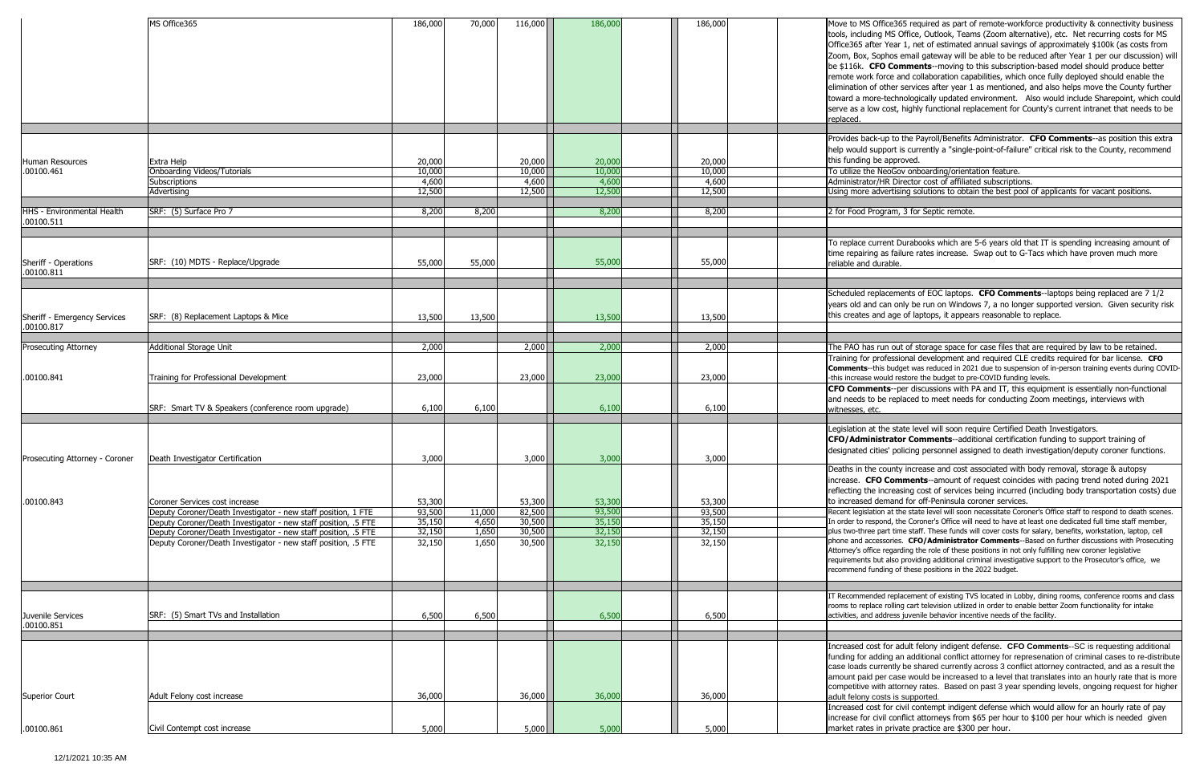| | | | | | | | | | |
|---|---|---|---|---|---|---|---|---|---|
| | MS Office365 | 186,000 | 70,000 | 116,000 | 186,000 | | 186,000 | | Move to MS Office365 required as part of remote-workforce productivity & connectivity business tools, including MS Office, Outlook, Teams (Zoom alternative), etc. Net recurring costs for MS Office365 after Year 1, net of estimated annual savings of approximately $100k (as costs from Zoom, Box, Sophos email gateway will be able to be reduced after Year 1 per our discussion) will be $116k. **CFO Comments**--moving to this subscription-based model should produce better remote work force and collaboration capabilities, which once fully deployed should enable the elimination of other services after year 1 as mentioned, and also helps move the County further toward a more-technologically updated environment. Also would include Sharepoint, which could serve as a low cost, highly functional replacement for County's current intranet that needs to be replaced. |
| | | | | | | | | | |
| Human Resources | Extra Help | 20,000 | | 20,000 | 20,000 | | 20,000 | | Provides back-up to the Payroll/Benefits Administrator. **CFO Comments**--as position this extra help would support is currently a "single-point-of-failure" critical risk to the County, recommend this funding be approved. |
| .00100.461 | Onboarding Videos/Tutorials | 10,000 | | 10,000 | 10,000 | | 10,000 | | To utilize the NeoGov onboarding/orientation feature. |
| | Subscriptions | 4,600 | | 4,600 | 4,600 | | 4,600 | | Administrator/HR Director cost of affiliated subscriptions. |
| | Advertising | 12,500 | | 12,500 | 12,500 | | 12,500 | | Using more advertising solutions to obtain the best pool of applicants for vacant positions. |
| | | | | | | | | | |
| HHS - Environmental Health .00100.511 | SRF: (5) Surface Pro 7 | 8,200 | 8,200 | | 8,200 | | 8,200 | | 2 for Food Program, 3 for Septic remote. |
| | | | | | | | | | |
| Sheriff - Operations .00100.811 | SRF: (10) MDTS - Replace/Upgrade | 55,000 | 55,000 | | 55,000 | | 55,000 | | To replace current Durabooks which are 5-6 years old that IT is spending increasing amount of time repairing as failure rates increase. Swap out to G-Tacs which have proven much more reliable and durable. |
| | | | | | | | | | |
| Sheriff - Emergency Services .00100.817 | SRF: (8) Replacement Laptops & Mice | 13,500 | 13,500 | | 13,500 | | 13,500 | | Scheduled replacements of EOC laptops. **CFO Comments**--laptops being replaced are 7 1/2 years old and can only be run on Windows 7, a no longer supported version. Given security risk this creates and age of laptops, it appears reasonable to replace. |
| | | | | | | | | | |
| Prosecuting Attorney | Additional Storage Unit | 2,000 | | 2,000 | 2,000 | | 2,000 | | The PAO has run out of storage space for case files that are required by law to be retained. |
| .00100.841 | Training for Professional Development | 23,000 | | 23,000 | 23,000 | | 23,000 | | Training for professional development and required CLE credits required for bar license. **CFO Comments**--this budget was reduced in 2021 due to suspension of in-person training events during COVID--this increase would restore the budget to pre-COVID funding levels. |
| | SRF: Smart TV & Speakers (conference room upgrade) | 6,100 | 6,100 | | 6,100 | | 6,100 | | **CFO Comments**--per discussions with PA and IT, this equipment is essentially non-functional and needs to be replaced to meet needs for conducting Zoom meetings, interviews with witnesses, etc. |
| | | | | | | | | | |
| Prosecuting Attorney - Coroner | Death Investigator Certification | 3,000 | | 3,000 | 3,000 | | 3,000 | | Legislation at the state level will soon require Certified Death Investigators. **CFO/Administrator Comments**--additional certification funding to support training of designated cities' policing personnel assigned to death investigation/deputy coroner functions. |
| .00100.843 | Coroner Services cost increase | 53,300 | | 53,300 | 53,300 | | 53,300 | | Deaths in the county increase and cost associated with body removal, storage & autopsy increase. **CFO Comments**--amount of request coincides with pacing trend noted during 2021 reflecting the increasing cost of services being incurred (including body transportation costs) due to increased demand for off-Peninsula coroner services. |
| | Deputy Coroner/Death Investigator - new staff position, 1 FTE | 93,500 | 11,000 | 82,500 | 93,500 | | 93,500 | | Recent legislation at the state level will soon necessitate Coroner's Office staff to respond to death scenes. In order to respond, the Coroner's Office will need to have at least one dedicated full time staff member, plus two-three part time staff. These funds will cover costs for salary, benefits, workstation, laptop, cell phone and accessories. **CFO/Administrator Comments**--Based on further discussions with Prosecuting Attorney's office regarding the role of these positions in not only fulfilling new coroner legislative requirements but also providing additional criminal investigative support to the Prosecutor's office, we recommend funding of these positions in the 2022 budget. |
| | Deputy Coroner/Death Investigator - new staff position, .5 FTE | 35,150 | 4,650 | 30,500 | 35,150 | | 35,150 | | |
| | Deputy Coroner/Death Investigator - new staff position, .5 FTE | 32,150 | 1,650 | 30,500 | 32,150 | | 32,150 | | |
| | Deputy Coroner/Death Investigator - new staff position, .5 FTE | 32,150 | 1,650 | 30,500 | 32,150 | | 32,150 | | |
| | | | | | | | | | |
| Juvenile Services .00100.851 | SRF: (5) Smart TVs and Installation | 6,500 | 6,500 | | 6,500 | | 6,500 | | IT Recommended replacement of existing TVS located in Lobby, dining rooms, conference rooms and class rooms to replace rolling cart television utilized in order to enable better Zoom functionality for intake activities, and address juvenile behavior incentive needs of the facility. |
| | | | | | | | | | |
| Superior Court | Adult Felony cost increase | 36,000 | | 36,000 | 36,000 | | 36,000 | | Increased cost for adult felony indigent defense. **CFO Comments**--SC is requesting additional funding for adding an additional conflict attorney for represenation of criminal cases to re-distribute case loads currently be shared currently across 3 conflict attorney contracted, and as a result the amount paid per case would be increased to a level that translates into an hourly rate that is more competitive with attorney rates. Based on past 3 year spending levels, ongoing request for higher adult felony costs is supported. |
| .00100.861 | Civil Contempt cost increase | 5,000 | | 5,000 | 5,000 | | 5,000 | | Increased cost for civil contempt indigent defense which would allow for an hourly rate of pay increase for civil conflict attorneys from $65 per hour to $100 per hour which is needed given market rates in private practice are $300 per hour. |

12/1/2021 10:35 AM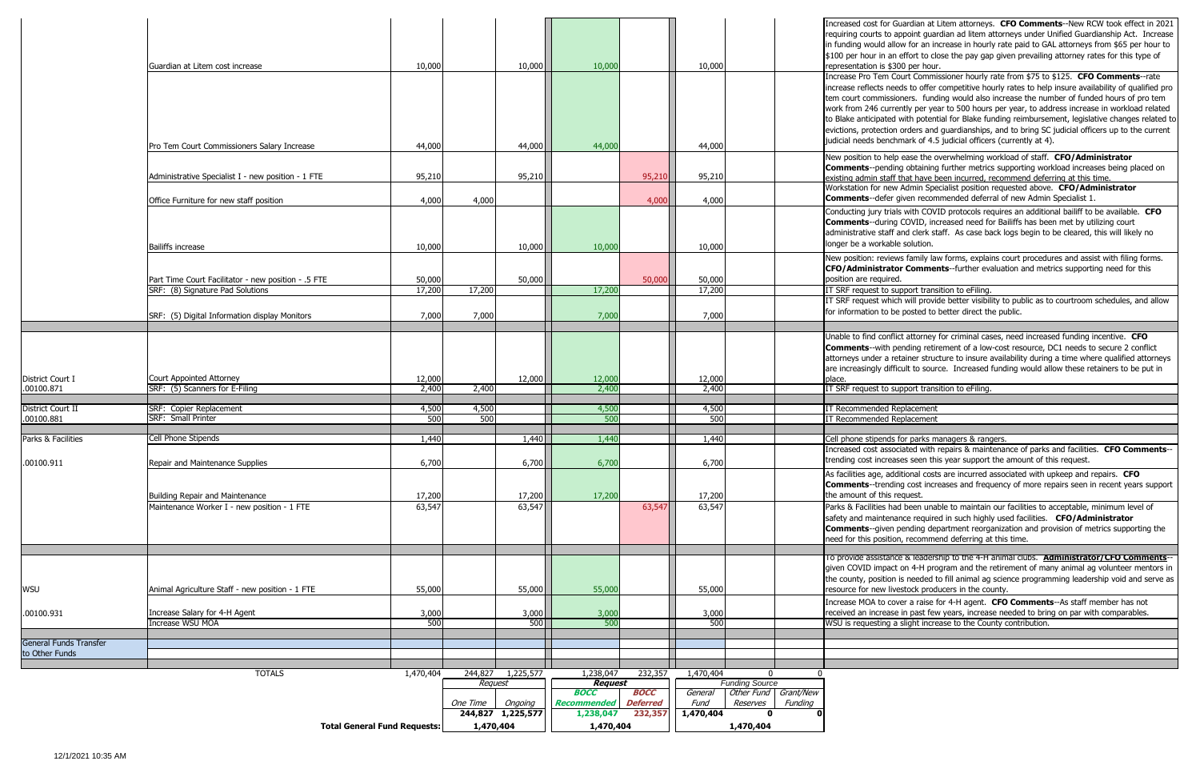| Department | Request | Total | One Time | Ongoing | BOCC Recommended | BOCC Deferred | General Fund | Other Fund Reserves | Grant/New Funding | Comments |
|---|---|---|---|---|---|---|---|---|---|---|
| | Guardian at Litem cost increase | 10,000 | | 10,000 | 10,000 | | 10,000 | | | Increased cost for Guardian at Litem attorneys. **CFO Comments**--New RCW took effect in 2021 requiring courts to appoint guardian ad litem attorneys under Unified Guardianship Act. Increase in funding would allow for an increase in hourly rate paid to GAL attorneys from $65 per hour to $100 per hour in an effort to close the pay gap given prevailing attorney rates for this type of representation is $300 per hour. |
| | Pro Tem Court Commissioners Salary Increase | 44,000 | | 44,000 | 44,000 | | 44,000 | | | Increase Pro Tem Court Commissioner hourly rate from $75 to $125. **CFO Comments**--rate increase reflects needs to offer competitive hourly rates to help insure availability of qualified pro tem court commissioners. funding would also increase the number of funded hours of pro tem work from 246 currently per year to 500 hours per year, to address increase in workload related to Blake anticipated with potential for Blake funding reimbursement, legislative changes related to evictions, protection orders and guardianships, and to bring SC judicial officers up to the current judicial needs benchmark of 4.5 judicial officers (currently at 4). |
| | Administrative Specialist I - new position - 1 FTE | 95,210 | | 95,210 | | 95,210 | 95,210 | | | New position to help ease the overwhelming workload of staff. **CFO/Administrator Comments**--pending obtaining further metrics supporting workload increases being placed on existing admin staff that have been incurred, recommend deferring at this time. |
| | Office Furniture for new staff position | 4,000 | 4,000 | | | 4,000 | 4,000 | | | Workstation for new Admin Specialist position requested above. **CFO/Administrator Comments**--defer given recommended deferral of new Admin Specialist 1. |
| | Bailiffs increase | 10,000 | | 10,000 | 10,000 | | 10,000 | | | Conducting jury trials with COVID protocols requires an additional bailiff to be available. **CFO Comments**--during COVID, increased need for Bailiffs has been met by utilizing court administrative staff and clerk staff. As case back logs begin to be cleared, this will likely no longer be a workable solution. |
| | Part Time Court Facilitator - new position - .5 FTE | 50,000 | | 50,000 | | 50,000 | 50,000 | | | New position: reviews family law forms, explains court procedures and assist with filing forms. **CFO/Administrator Comments**--further evaluation and metrics supporting need for this position are required. |
| | SRF: (8) Signature Pad Solutions | 17,200 | 17,200 | | 17,200 | | 17,200 | | | IT SRF request to support transition to eFiling. |
| | SRF: (5) Digital Information display Monitors | 7,000 | 7,000 | | 7,000 | | 7,000 | | | IT SRF request which will provide better visibility to public as to courtroom schedules, and allow for information to be posted to better direct the public. |
| District Court I | Court Appointed Attorney | 12,000 | | 12,000 | 12,000 | | 12,000 | | | Unable to find conflict attorney for criminal cases, need increased funding incentive. **CFO Comments**--with pending retirement of a low-cost resource, DC1 needs to secure 2 conflict attorneys under a retainer structure to insure availability during a time where qualified attorneys are increasingly difficult to source. Increased funding would allow these retainers to be put in place. |
| .00100.871 | SRF: (5) Scanners for E-Filing | 2,400 | 2,400 | | 2,400 | | 2,400 | | | IT SRF request to support transition to eFiling. |
| District Court II | SRF: Copier Replacement | 4,500 | 4,500 | | 4,500 | | 4,500 | | | IT Recommended Replacement |
| .00100.881 | SRF: Small Printer | 500 | 500 | | 500 | | 500 | | | IT Recommended Replacement |
| Parks & Facilities | Cell Phone Stipends | 1,440 | | 1,440 | 1,440 | | 1,440 | | | Cell phone stipends for parks managers & rangers. |
| .00100.911 | Repair and Maintenance Supplies | 6,700 | | 6,700 | 6,700 | | 6,700 | | | Increased cost associated with repairs & maintenance of parks and facilities. **CFO Comments**--trending cost increases seen this year support the amount of this request. |
| | Building Repair and Maintenance | 17,200 | | 17,200 | 17,200 | | 17,200 | | | As facilities age, additional costs are incurred associated with upkeep and repairs. **CFO Comments**--trending cost increases and frequency of more repairs seen in recent years support the amount of this request. |
| | Maintenance Worker I - new position - 1 FTE | 63,547 | | 63,547 | | 63,547 | 63,547 | | | Parks & Facilities had been unable to maintain our facilities to acceptable, minimum level of safety and maintenance required in such highly used facilities. **CFO/Administrator Comments**--given pending department reorganization and provision of metrics supporting the need for this position, recommend deferring at this time. |
| WSU | Animal Agriculture Staff - new position - 1 FTE | 55,000 | | 55,000 | 55,000 | | 55,000 | | | To provide assistance & leadership to the 4-H animal clubs. **Administrator/CFO Comments**--given COVID impact on 4-H program and the retirement of many animal ag volunteer mentors in the county, position is needed to fill animal ag science programming leadership void and serve as resource for new livestock producers in the county. |
| .00100.931 | Increase Salary for 4-H Agent | 3,000 | | 3,000 | 3,000 | | 3,000 | | | Increase MOA to cover a raise for 4-H agent. **CFO Comments**--As staff member has not received an increase in past few years, increase needed to bring on par with comparables. |
| | Increase WSU MOA | 500 | | 500 | 500 | | 500 | | | WSU is requesting a slight increase to the County contribution. |
| General Funds Transfer to Other Funds | | | | | | | | | | |
| | TOTALS | 1,470,404 | 244,827 | 1,225,577 | 1,238,047 | 232,357 | 1,470,404 | 0 | 0 | |

| | Request | | Request | | Funding Source | | |
|---|---|---|---|---|---|---|---|
| | One Time | Ongoing | BOCC Recommended | BOCC Deferred | General Fund | Other Fund Reserves | Grant/New Funding |
| | 244,827 | 1,225,577 | 1,238,047 | 232,357 | 1,470,404 | 0 | 0 |
| **Total General Fund Requests:** | 1,470,404 | | 1,470,404 | | 1,470,404 | | |

12/1/2021 10:35 AM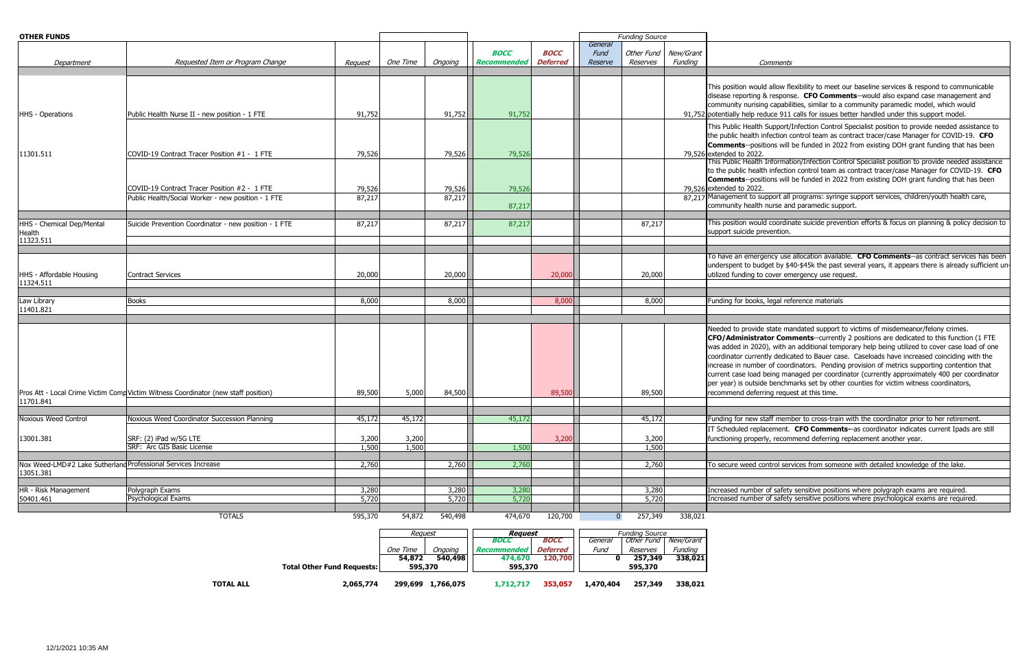**OTHER FUNDS**

| Department | Requested Item or Program Change | Request | One Time | Ongoing | BOCC Recommended | BOCC Deferred | General Fund Reserve | Other Fund Reserves | New/Grant Funding | Comments |
|---|---|---|---|---|---|---|---|---|---|---|
| | | | | | | | Funding Source | | | |
| HHS - Operations | Public Health Nurse II - new position - 1 FTE | 91,752 | | 91,752 | 91,752 | | | | 91,752 | This position would allow flexibility to meet our baseline services & respond to communicable disease reporting & response. **CFO Comments**--would also expand case management and community nurising capabilities, similar to a community paramedic model, which would potentially help reduce 911 calls for issues better handled under this support model. |
| 11301.511 | COVID-19 Contract Tracer Position #1 - 1 FTE | 79,526 | | 79,526 | 79,526 | | | | 79,526 | This Public Health Support/Infection Control Specialist position to provide needed assistance to the public health infection control team as contract tracer/case Manager for COVID-19. **CFO Comments**--positions will be funded in 2022 from existing DOH grant funding that has been extended to 2022. |
| | COVID-19 Contract Tracer Position #2 - 1 FTE | 79,526 | | 79,526 | 79,526 | | | | 79,526 | This Public Health Information/Infection Control Specialist position to provide needed assistance to the public health infection control team as contract tracer/case Manager for COVID-19. **CFO Comments**--positions will be funded in 2022 from existing DOH grant funding that has been extended to 2022. |
| | Public Health/Social Worker - new position - 1 FTE | 87,217 | | 87,217 | 87,217 | | | | 87,217 | Management to support all programs: syringe support services, children/youth health care, community health nurse and paramedic support. |
| HHS - Chemical Dep/Mental Health 11323.511 | Suicide Prevention Coordinator - new position - 1 FTE | 87,217 | | 87,217 | 87,217 | | | 87,217 | | This position would coordinate suicide prevention efforts & focus on planning & policy decision to support suicide prevention. |
| HHS - Affordable Housing 11324.511 | Contract Services | 20,000 | | 20,000 | | 20,000 | | 20,000 | | To have an emergency use allocation available. **CFO Comments**--as contract services has been underspent to budget by $40-$45k the past several years, it appears there is already sufficient un-utilized funding to cover emergency use request. |
| Law Library 11401.821 | Books | 8,000 | | 8,000 | | 8,000 | | 8,000 | | Funding for books, legal reference materials |
| Pros Att - Local Crime Victim Comp 11701.841 | Victim Witness Coordinator (new staff position) | 89,500 | 5,000 | 84,500 | | 89,500 | | 89,500 | | Needed to provide state mandated support to victims of misdemeanor/felony crimes. **CFO/Administrator Comments**--currently 2 positions are dedicated to this function (1 FTE was added in 2020), with an additional temporary help being utilized to cover case load of one coordinator currently dedicated to Bauer case. Caseloads have increased coinciding with the increase in number of coordinators. Pending provision of metrics supporting contention that current case load being managed per coordinator (currently approximately 400 per coordinator per year) is outside benchmarks set by other counties for victim witness coordinators, recommend deferring request at this time. |
| Noxious Weed Control | Noxious Weed Coordinator Succession Planning | 45,172 | 45,172 | | 45,172 | | | 45,172 | | Funding for new staff member to cross-train with the coordinator prior to her retirement. |
| 13001.381 | SRF: (2) iPad w/5G LTE | 3,200 | 3,200 | | | 3,200 | | 3,200 | | IT Scheduled replacement. **CFO Comments**--as coordinator indicates current Ipads are still functioning properly, recommend deferring replacement another year. |
| | SRF: Arc GIS Basic License | 1,500 | 1,500 | | 1,500 | | | 1,500 | | |
| Nox Weed-LMD#2 Lake Sutherland 13051.381 | Professional Services Increase | 2,760 | | 2,760 | 2,760 | | | 2,760 | | To secure weed control services from someone with detailed knowledge of the lake. |
| HR - Risk Management | Polygraph Exams | 3,280 | | 3,280 | 3,280 | | | 3,280 | | Increased number of safety sensitive positions where polygraph exams are required. |
| 50401.461 | Psychological Exams | 5,720 | | 5,720 | 5,720 | | | 5,720 | | Increased number of safety sensitive positions where psychological exams are required. |
| | TOTALS | 595,370 | 54,872 | 540,498 | 474,670 | 120,700 | 0 | 257,349 | 338,021 | |

| | Request | | Request | | Funding Source | | |
|---|---|---|---|---|---|---|---|
| | One Time | Ongoing | BOCC Recommended | BOCC Deferred | General Fund | Other Fund Reserves | New/Grant Funding |
| | 54,872 | 540,498 | 474,670 | 120,700 | 0 | 257,349 | 338,021 |
| **Total Other Fund Requests:** | 595,370 | | 595,370 | | | 595,370 | |

| | Request | One Time | Ongoing | BOCC Recommended | BOCC Deferred | General Fund | Other Fund Reserves | New/Grant Funding |
|---|---|---|---|---|---|---|---|---|
| **TOTAL ALL** | 2,065,774 | 299,699 | 1,766,075 | 1,712,717 | 353,057 | 1,470,404 | 257,349 | 338,021 |

12/1/2021 10:35 AM